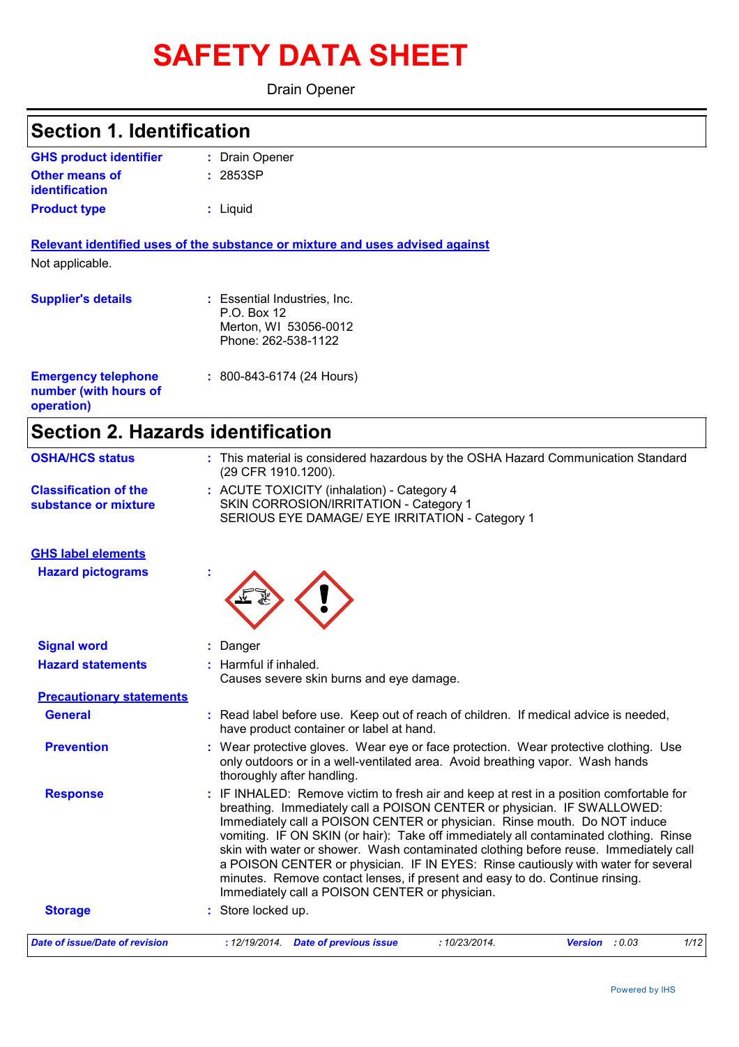# SAFETY DATA SHEET

Drain Opener

## Section 1. Identification

| | |
|---|---|
| **GHS product identifier** | : Drain Opener |
| **Other means of identification** | : 2853SP |
| **Product type** | : Liquid |

**Relevant identified uses of the substance or mixture and uses advised against**

Not applicable.

| | |
|---|---|
| **Supplier's details** | : Essential Industries, Inc.<br>P.O. Box 12<br>Merton, WI 53056-0012<br>Phone: 262-538-1122 |
| **Emergency telephone number (with hours of operation)** | : 800-843-6174 (24 Hours) |

## Section 2. Hazards identification

| | |
|---|---|
| **OSHA/HCS status** | : This material is considered hazardous by the OSHA Hazard Communication Standard (29 CFR 1910.1200). |
| **Classification of the substance or mixture** | : ACUTE TOXICITY (inhalation) - Category 4<br>SKIN CORROSION/IRRITATION - Category 1<br>SERIOUS EYE DAMAGE/ EYE IRRITATION - Category 1 |

**GHS label elements**

**Hazard pictograms** :

| | |
|---|---|
| **Signal word** | : Danger |
| **Hazard statements** | : Harmful if inhaled.<br>Causes severe skin burns and eye damage. |

**Precautionary statements**

| | |
|---|---|
| **General** | : Read label before use. Keep out of reach of children. If medical advice is needed, have product container or label at hand. |
| **Prevention** | : Wear protective gloves. Wear eye or face protection. Wear protective clothing. Use only outdoors or in a well-ventilated area. Avoid breathing vapor. Wash hands thoroughly after handling. |
| **Response** | : IF INHALED: Remove victim to fresh air and keep at rest in a position comfortable for breathing. Immediately call a POISON CENTER or physician. IF SWALLOWED: Immediately call a POISON CENTER or physician. Rinse mouth. Do NOT induce vomiting. IF ON SKIN (or hair): Take off immediately all contaminated clothing. Rinse skin with water or shower. Wash contaminated clothing before reuse. Immediately call a POISON CENTER or physician. IF IN EYES: Rinse cautiously with water for several minutes. Remove contact lenses, if present and easy to do. Continue rinsing. Immediately call a POISON CENTER or physician. |
| **Storage** | : Store locked up. |

*Date of issue/Date of revision* : 12/19/2014. *Date of previous issue* : 10/23/2014. *Version* : 0.03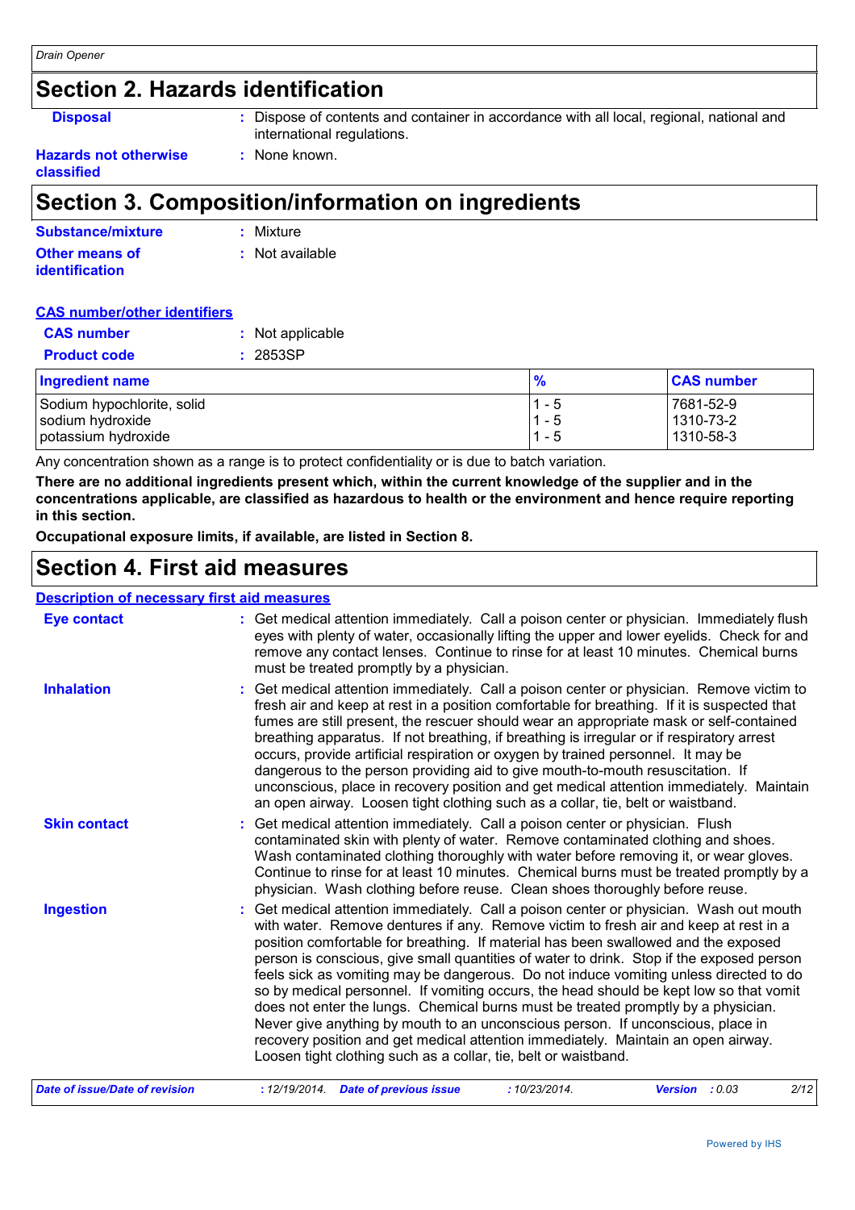## Section 2. Hazards identification

**Disposal** : Dispose of contents and container in accordance with all local, regional, national and international regulations.

**Hazards not otherwise classified** : None known.

## Section 3. Composition/information on ingredients

**Substance/mixture** : Mixture

**Other means of identification** : Not available

**CAS number/other identifiers**

**CAS number** : Not applicable

**Product code** : 2853SP

| Ingredient name | % | CAS number |
|---|---|---|
| Sodium hypochlorite, solid | 1 - 5 | 7681-52-9 |
| sodium hydroxide | 1 - 5 | 1310-73-2 |
| potassium hydroxide | 1 - 5 | 1310-58-3 |

Any concentration shown as a range is to protect confidentiality or is due to batch variation.

**There are no additional ingredients present which, within the current knowledge of the supplier and in the concentrations applicable, are classified as hazardous to health or the environment and hence require reporting in this section.**

**Occupational exposure limits, if available, are listed in Section 8.**

## Section 4. First aid measures

**Description of necessary first aid measures**

**Eye contact** : Get medical attention immediately. Call a poison center or physician. Immediately flush eyes with plenty of water, occasionally lifting the upper and lower eyelids. Check for and remove any contact lenses. Continue to rinse for at least 10 minutes. Chemical burns must be treated promptly by a physician.

**Inhalation** : Get medical attention immediately. Call a poison center or physician. Remove victim to fresh air and keep at rest in a position comfortable for breathing. If it is suspected that fumes are still present, the rescuer should wear an appropriate mask or self-contained breathing apparatus. If not breathing, if breathing is irregular or if respiratory arrest occurs, provide artificial respiration or oxygen by trained personnel. It may be dangerous to the person providing aid to give mouth-to-mouth resuscitation. If unconscious, place in recovery position and get medical attention immediately. Maintain an open airway. Loosen tight clothing such as a collar, tie, belt or waistband.

**Skin contact** : Get medical attention immediately. Call a poison center or physician. Flush contaminated skin with plenty of water. Remove contaminated clothing and shoes. Wash contaminated clothing thoroughly with water before removing it, or wear gloves. Continue to rinse for at least 10 minutes. Chemical burns must be treated promptly by a physician. Wash clothing before reuse. Clean shoes thoroughly before reuse.

**Ingestion** : Get medical attention immediately. Call a poison center or physician. Wash out mouth with water. Remove dentures if any. Remove victim to fresh air and keep at rest in a position comfortable for breathing. If material has been swallowed and the exposed person is conscious, give small quantities of water to drink. Stop if the exposed person feels sick as vomiting may be dangerous. Do not induce vomiting unless directed to do so by medical personnel. If vomiting occurs, the head should be kept low so that vomit does not enter the lungs. Chemical burns must be treated promptly by a physician. Never give anything by mouth to an unconscious person. If unconscious, place in recovery position and get medical attention immediately. Maintain an open airway. Loosen tight clothing such as a collar, tie, belt or waistband.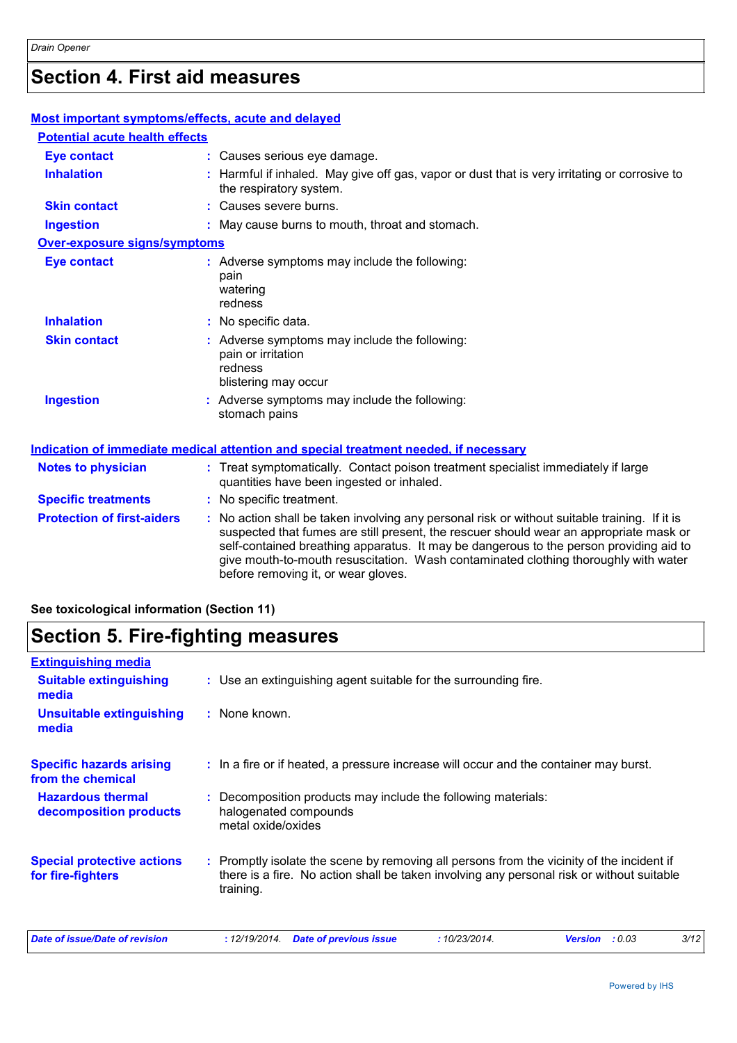# Section 4. First aid measures

### Most important symptoms/effects, acute and delayed

**Potential acute health effects**

**Eye contact** : Causes serious eye damage.

**Inhalation** : Harmful if inhaled. May give off gas, vapor or dust that is very irritating or corrosive to the respiratory system.

**Skin contact** : Causes severe burns.

**Ingestion** : May cause burns to mouth, throat and stomach.

**Over-exposure signs/symptoms**

**Eye contact** : Adverse symptoms may include the following:
pain
watering
redness

**Inhalation** : No specific data.

**Skin contact** : Adverse symptoms may include the following:
pain or irritation
redness
blistering may occur

**Ingestion** : Adverse symptoms may include the following:
stomach pains

### Indication of immediate medical attention and special treatment needed, if necessary

**Notes to physician** : Treat symptomatically. Contact poison treatment specialist immediately if large quantities have been ingested or inhaled.

**Specific treatments** : No specific treatment.

**Protection of first-aiders** : No action shall be taken involving any personal risk or without suitable training. If it is suspected that fumes are still present, the rescuer should wear an appropriate mask or self-contained breathing apparatus. It may be dangerous to the person providing aid to give mouth-to-mouth resuscitation. Wash contaminated clothing thoroughly with water before removing it, or wear gloves.

**See toxicological information (Section 11)**

# Section 5. Fire-fighting measures

### Extinguishing media

**Suitable extinguishing media** : Use an extinguishing agent suitable for the surrounding fire.

**Unsuitable extinguishing media** : None known.

**Specific hazards arising from the chemical** : In a fire or if heated, a pressure increase will occur and the container may burst.

**Hazardous thermal decomposition products** : Decomposition products may include the following materials:
halogenated compounds
metal oxide/oxides

**Special protective actions for fire-fighters** : Promptly isolate the scene by removing all persons from the vicinity of the incident if there is a fire. No action shall be taken involving any personal risk or without suitable training.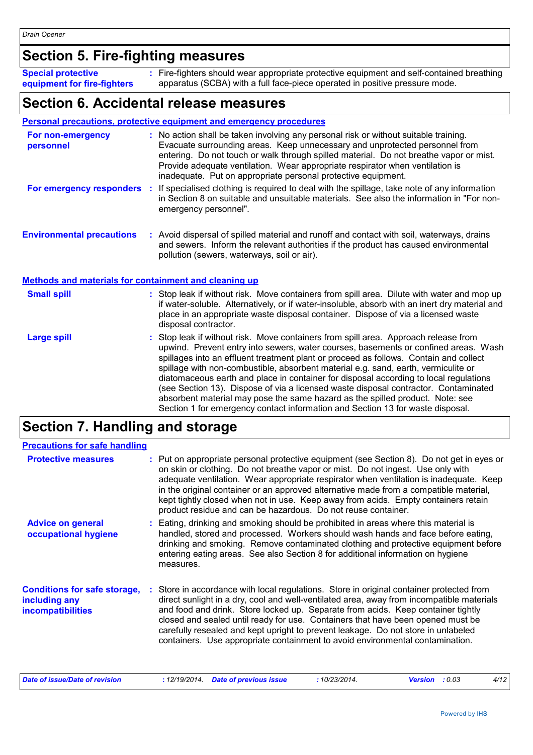# Section 5. Fire-fighting measures

**Special protective equipment for fire-fighters** : Fire-fighters should wear appropriate protective equipment and self-contained breathing apparatus (SCBA) with a full face-piece operated in positive pressure mode.

# Section 6. Accidental release measures

## Personal precautions, protective equipment and emergency procedures

**For non-emergency personnel** : No action shall be taken involving any personal risk or without suitable training. Evacuate surrounding areas. Keep unnecessary and unprotected personnel from entering. Do not touch or walk through spilled material. Do not breathe vapor or mist. Provide adequate ventilation. Wear appropriate respirator when ventilation is inadequate. Put on appropriate personal protective equipment.

**For emergency responders** : If specialised clothing is required to deal with the spillage, take note of any information in Section 8 on suitable and unsuitable materials. See also the information in "For non-emergency personnel".

**Environmental precautions** : Avoid dispersal of spilled material and runoff and contact with soil, waterways, drains and sewers. Inform the relevant authorities if the product has caused environmental pollution (sewers, waterways, soil or air).

## Methods and materials for containment and cleaning up

**Small spill** : Stop leak if without risk. Move containers from spill area. Dilute with water and mop up if water-soluble. Alternatively, or if water-insoluble, absorb with an inert dry material and place in an appropriate waste disposal container. Dispose of via a licensed waste disposal contractor.

**Large spill** : Stop leak if without risk. Move containers from spill area. Approach release from upwind. Prevent entry into sewers, water courses, basements or confined areas. Wash spillages into an effluent treatment plant or proceed as follows. Contain and collect spillage with non-combustible, absorbent material e.g. sand, earth, vermiculite or diatomaceous earth and place in container for disposal according to local regulations (see Section 13). Dispose of via a licensed waste disposal contractor. Contaminated absorbent material may pose the same hazard as the spilled product. Note: see Section 1 for emergency contact information and Section 13 for waste disposal.

# Section 7. Handling and storage

## Precautions for safe handling

**Protective measures** : Put on appropriate personal protective equipment (see Section 8). Do not get in eyes or on skin or clothing. Do not breathe vapor or mist. Do not ingest. Use only with adequate ventilation. Wear appropriate respirator when ventilation is inadequate. Keep in the original container or an approved alternative made from a compatible material, kept tightly closed when not in use. Keep away from acids. Empty containers retain product residue and can be hazardous. Do not reuse container.

**Advice on general occupational hygiene** : Eating, drinking and smoking should be prohibited in areas where this material is handled, stored and processed. Workers should wash hands and face before eating, drinking and smoking. Remove contaminated clothing and protective equipment before entering eating areas. See also Section 8 for additional information on hygiene measures.

**Conditions for safe storage, including any incompatibilities** : Store in accordance with local regulations. Store in original container protected from direct sunlight in a dry, cool and well-ventilated area, away from incompatible materials and food and drink. Store locked up. Separate from acids. Keep container tightly closed and sealed until ready for use. Containers that have been opened must be carefully resealed and kept upright to prevent leakage. Do not store in unlabeled containers. Use appropriate containment to avoid environmental contamination.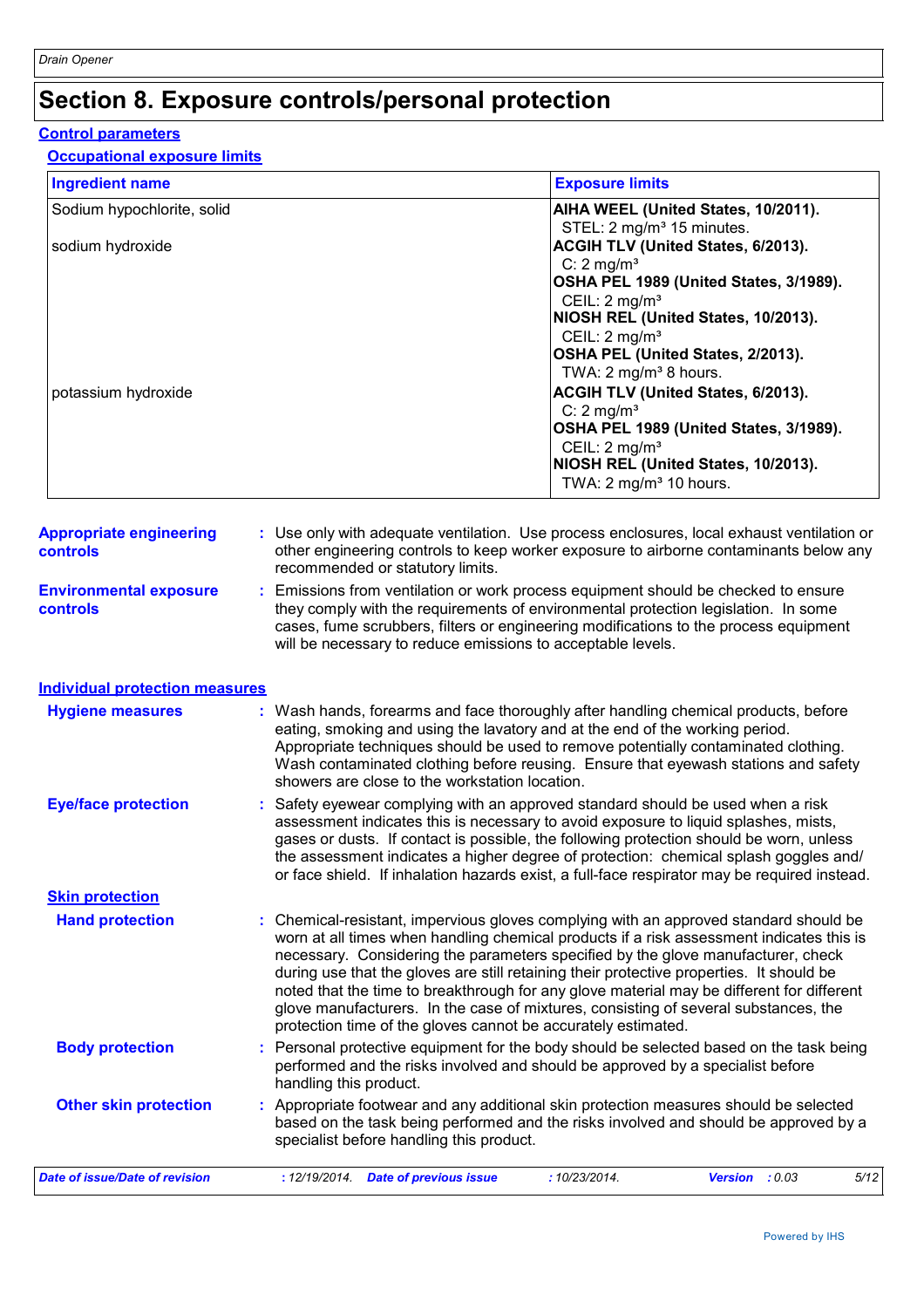# Section 8. Exposure controls/personal protection

## Control parameters

### Occupational exposure limits

| Ingredient name | Exposure limits |
|---|---|
| Sodium hypochlorite, solid | **AIHA WEEL (United States, 10/2011).** STEL: 2 mg/m³ 15 minutes. |
| sodium hydroxide | **ACGIH TLV (United States, 6/2013).** C: 2 mg/m³ **OSHA PEL 1989 (United States, 3/1989).** CEIL: 2 mg/m³ **NIOSH REL (United States, 10/2013).** CEIL: 2 mg/m³ **OSHA PEL (United States, 2/2013).** TWA: 2 mg/m³ 8 hours. |
| potassium hydroxide | **ACGIH TLV (United States, 6/2013).** C: 2 mg/m³ **OSHA PEL 1989 (United States, 3/1989).** CEIL: 2 mg/m³ **NIOSH REL (United States, 10/2013).** TWA: 2 mg/m³ 10 hours. |

**Appropriate engineering controls** : Use only with adequate ventilation. Use process enclosures, local exhaust ventilation or other engineering controls to keep worker exposure to airborne contaminants below any recommended or statutory limits.

**Environmental exposure controls** : Emissions from ventilation or work process equipment should be checked to ensure they comply with the requirements of environmental protection legislation. In some cases, fume scrubbers, filters or engineering modifications to the process equipment will be necessary to reduce emissions to acceptable levels.

## Individual protection measures

**Hygiene measures** : Wash hands, forearms and face thoroughly after handling chemical products, before eating, smoking and using the lavatory and at the end of the working period. Appropriate techniques should be used to remove potentially contaminated clothing. Wash contaminated clothing before reusing. Ensure that eyewash stations and safety showers are close to the workstation location.

**Eye/face protection** : Safety eyewear complying with an approved standard should be used when a risk assessment indicates this is necessary to avoid exposure to liquid splashes, mists, gases or dusts. If contact is possible, the following protection should be worn, unless the assessment indicates a higher degree of protection: chemical splash goggles and/ or face shield. If inhalation hazards exist, a full-face respirator may be required instead.

### Skin protection

**Hand protection** : Chemical-resistant, impervious gloves complying with an approved standard should be worn at all times when handling chemical products if a risk assessment indicates this is necessary. Considering the parameters specified by the glove manufacturer, check during use that the gloves are still retaining their protective properties. It should be noted that the time to breakthrough for any glove material may be different for different glove manufacturers. In the case of mixtures, consisting of several substances, the protection time of the gloves cannot be accurately estimated.

**Body protection** : Personal protective equipment for the body should be selected based on the task being performed and the risks involved and should be approved by a specialist before handling this product.

**Other skin protection** : Appropriate footwear and any additional skin protection measures should be selected based on the task being performed and the risks involved and should be approved by a specialist before handling this product.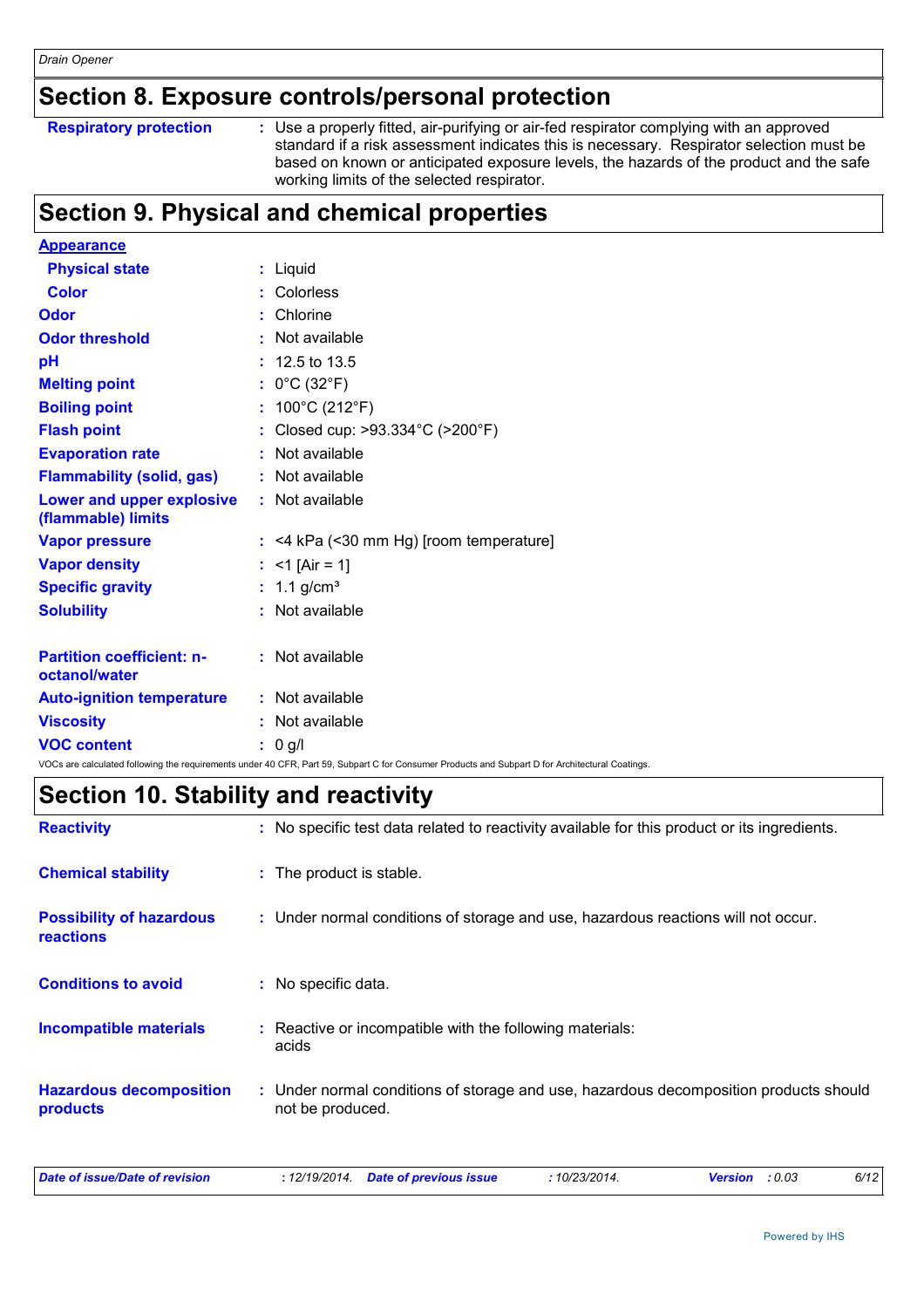## Section 8. Exposure controls/personal protection

| | |
|---|---|
| **Respiratory protection** | : Use a properly fitted, air-purifying or air-fed respirator complying with an approved standard if a risk assessment indicates this is necessary. Respirator selection must be based on known or anticipated exposure levels, the hazards of the product and the safe working limits of the selected respirator. |

## Section 9. Physical and chemical properties

| | |
|---|---|
| **Appearance** | |
| **Physical state** | : Liquid |
| **Color** | : Colorless |
| **Odor** | : Chlorine |
| **Odor threshold** | : Not available |
| **pH** | : 12.5 to 13.5 |
| **Melting point** | : 0°C (32°F) |
| **Boiling point** | : 100°C (212°F) |
| **Flash point** | : Closed cup: >93.334°C (>200°F) |
| **Evaporation rate** | : Not available |
| **Flammability (solid, gas)** | : Not available |
| **Lower and upper explosive (flammable) limits** | : Not available |
| **Vapor pressure** | : <4 kPa (<30 mm Hg) [room temperature] |
| **Vapor density** | : <1 [Air = 1] |
| **Specific gravity** | : 1.1 g/cm³ |
| **Solubility** | : Not available |
| **Partition coefficient: n-octanol/water** | : Not available |
| **Auto-ignition temperature** | : Not available |
| **Viscosity** | : Not available |
| **VOC content** | : 0 g/l |

VOCs are calculated following the requirements under 40 CFR, Part 59, Subpart C for Consumer Products and Subpart D for Architectural Coatings.

## Section 10. Stability and reactivity

| | |
|---|---|
| **Reactivity** | : No specific test data related to reactivity available for this product or its ingredients. |
| **Chemical stability** | : The product is stable. |
| **Possibility of hazardous reactions** | : Under normal conditions of storage and use, hazardous reactions will not occur. |
| **Conditions to avoid** | : No specific data. |
| **Incompatible materials** | : Reactive or incompatible with the following materials: acids |
| **Hazardous decomposition products** | : Under normal conditions of storage and use, hazardous decomposition products should not be produced. |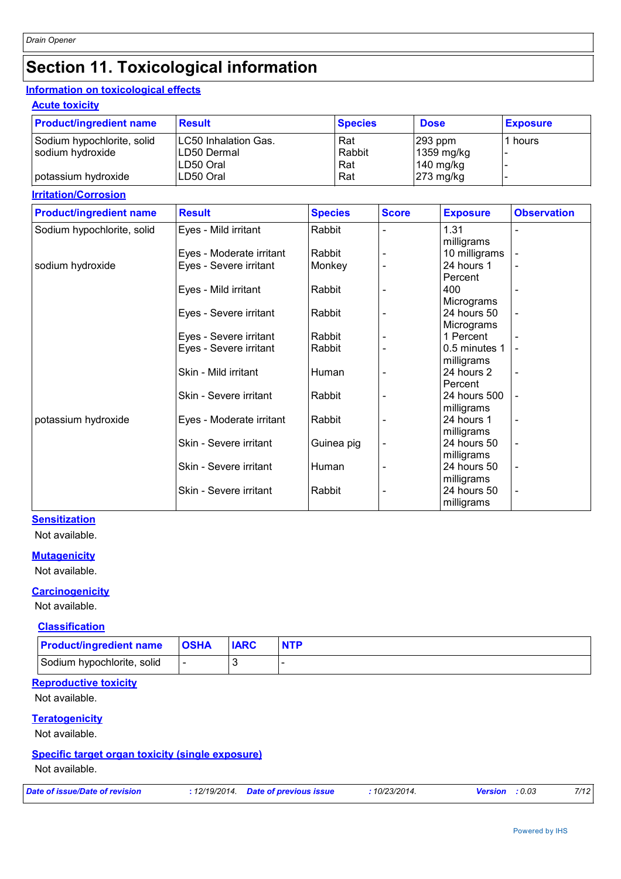# Section 11. Toxicological information

## Information on toxicological effects

### Acute toxicity

| Product/ingredient name | Result | Species | Dose | Exposure |
|---|---|---|---|---|
| Sodium hypochlorite, solid | LC50 Inhalation Gas. | Rat | 293 ppm | 1 hours |
| sodium hydroxide | LD50 Dermal | Rabbit | 1359 mg/kg | - |
| | LD50 Oral | Rat | 140 mg/kg | - |
| potassium hydroxide | LD50 Oral | Rat | 273 mg/kg | - |

### Irritation/Corrosion

| Product/ingredient name | Result | Species | Score | Exposure | Observation |
|---|---|---|---|---|---|
| Sodium hypochlorite, solid | Eyes - Mild irritant | Rabbit | - | 1.31 milligrams | - |
| | Eyes - Moderate irritant | Rabbit | - | 10 milligrams | - |
| sodium hydroxide | Eyes - Severe irritant | Monkey | - | 24 hours 1 Percent | - |
| | Eyes - Mild irritant | Rabbit | - | 400 Micrograms | - |
| | Eyes - Severe irritant | Rabbit | - | 24 hours 50 Micrograms | - |
| | Eyes - Severe irritant | Rabbit | - | 1 Percent | - |
| | Eyes - Severe irritant | Rabbit | - | 0.5 minutes 1 milligrams | - |
| | Skin - Mild irritant | Human | - | 24 hours 2 Percent | - |
| | Skin - Severe irritant | Rabbit | - | 24 hours 500 milligrams | - |
| potassium hydroxide | Eyes - Moderate irritant | Rabbit | - | 24 hours 1 milligrams | - |
| | Skin - Severe irritant | Guinea pig | - | 24 hours 50 milligrams | - |
| | Skin - Severe irritant | Human | - | 24 hours 50 milligrams | - |
| | Skin - Severe irritant | Rabbit | - | 24 hours 50 milligrams | - |

### Sensitization

Not available.

### Mutagenicity

Not available.

### Carcinogenicity

Not available.

### Classification

| Product/ingredient name | OSHA | IARC | NTP |
|---|---|---|---|
| Sodium hypochlorite, solid | - | 3 | - |

### Reproductive toxicity

Not available.

### Teratogenicity

Not available.

### Specific target organ toxicity (single exposure)

Not available.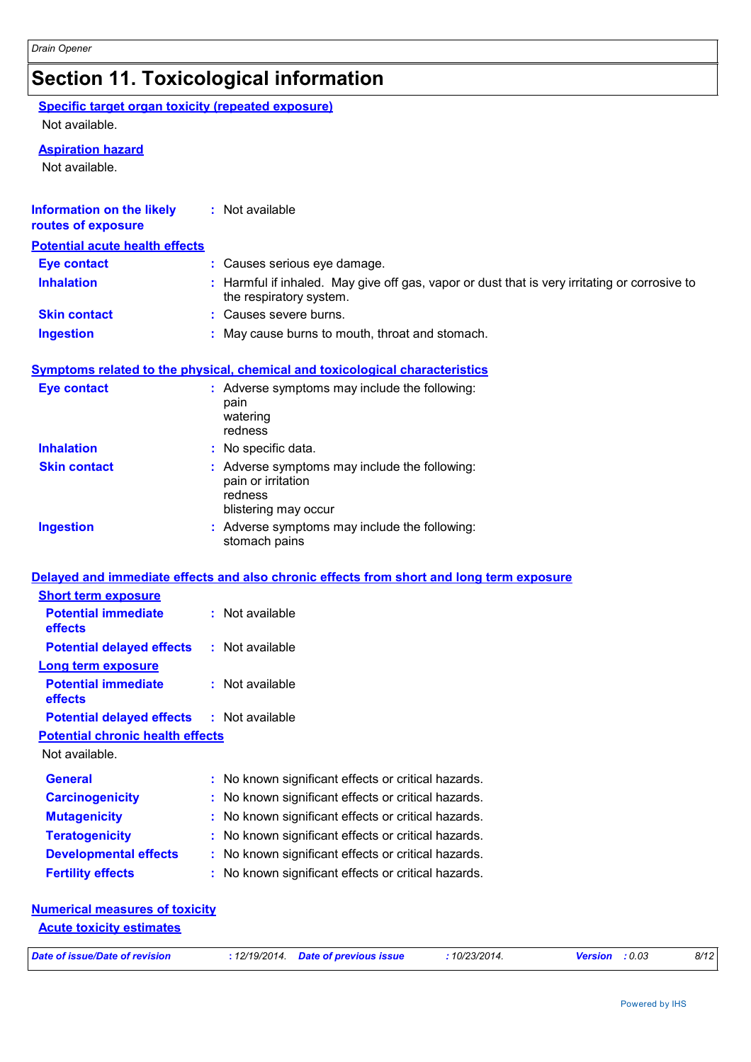# Section 11. Toxicological information

**Specific target organ toxicity (repeated exposure)**

Not available.

**Aspiration hazard**

Not available.

**Information on the likely routes of exposure** : Not available

**Potential acute health effects**

**Eye contact** : Causes serious eye damage.

**Inhalation** : Harmful if inhaled. May give off gas, vapor or dust that is very irritating or corrosive to the respiratory system.

**Skin contact** : Causes severe burns.

**Ingestion** : May cause burns to mouth, throat and stomach.

**Symptoms related to the physical, chemical and toxicological characteristics**

**Eye contact** : Adverse symptoms may include the following:
pain
watering
redness

**Inhalation** : No specific data.

**Skin contact** : Adverse symptoms may include the following:
pain or irritation
redness
blistering may occur

**Ingestion** : Adverse symptoms may include the following:
stomach pains

**Delayed and immediate effects and also chronic effects from short and long term exposure**

**Short term exposure**

**Potential immediate effects** : Not available

**Potential delayed effects** : Not available

**Long term exposure**

**Potential immediate effects** : Not available

**Potential delayed effects** : Not available

**Potential chronic health effects**

Not available.

**General** : No known significant effects or critical hazards.

**Carcinogenicity** : No known significant effects or critical hazards.

**Mutagenicity** : No known significant effects or critical hazards.

**Teratogenicity** : No known significant effects or critical hazards.

**Developmental effects** : No known significant effects or critical hazards.

**Fertility effects** : No known significant effects or critical hazards.

**Numerical measures of toxicity**

**Acute toxicity estimates**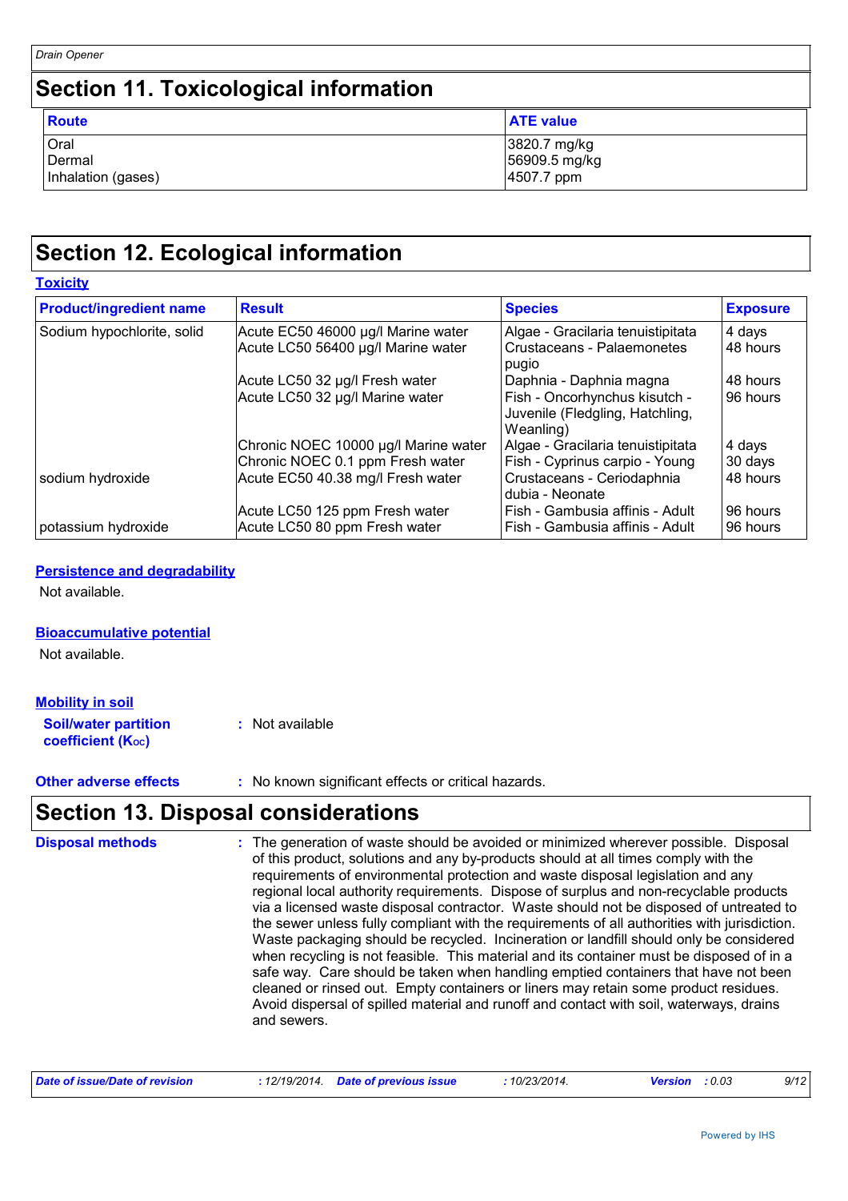# Section 11. Toxicological information

| Route | ATE value |
|---|---|
| Oral | 3820.7 mg/kg |
| Dermal | 56909.5 mg/kg |
| Inhalation (gases) | 4507.7 ppm |

# Section 12. Ecological information

## Toxicity

| Product/ingredient name | Result | Species | Exposure |
|---|---|---|---|
| Sodium hypochlorite, solid | Acute EC50 46000 µg/l Marine water | Algae - Gracilaria tenuistipitata | 4 days |
| | Acute LC50 56400 µg/l Marine water | Crustaceans - Palaemonetes pugio | 48 hours |
| | Acute LC50 32 µg/l Fresh water | Daphnia - Daphnia magna | 48 hours |
| | Acute LC50 32 µg/l Marine water | Fish - Oncorhynchus kisutch - Juvenile (Fledgling, Hatchling, Weanling) | 96 hours |
| | Chronic NOEC 10000 µg/l Marine water | Algae - Gracilaria tenuistipitata | 4 days |
| | Chronic NOEC 0.1 ppm Fresh water | Fish - Cyprinus carpio - Young | 30 days |
| sodium hydroxide | Acute EC50 40.38 mg/l Fresh water | Crustaceans - Ceriodaphnia dubia - Neonate | 48 hours |
| | Acute LC50 125 ppm Fresh water | Fish - Gambusia affinis - Adult | 96 hours |
| potassium hydroxide | Acute LC50 80 ppm Fresh water | Fish - Gambusia affinis - Adult | 96 hours |

## Persistence and degradability

Not available.

## Bioaccumulative potential

Not available.

## Mobility in soil

**Soil/water partition coefficient ($K_{OC}$)** : Not available

**Other adverse effects** : No known significant effects or critical hazards.

# Section 13. Disposal considerations

**Disposal methods** : The generation of waste should be avoided or minimized wherever possible. Disposal of this product, solutions and any by-products should at all times comply with the requirements of environmental protection and waste disposal legislation and any regional local authority requirements. Dispose of surplus and non-recyclable products via a licensed waste disposal contractor. Waste should not be disposed of untreated to the sewer unless fully compliant with the requirements of all authorities with jurisdiction. Waste packaging should be recycled. Incineration or landfill should only be considered when recycling is not feasible. This material and its container must be disposed of in a safe way. Care should be taken when handling emptied containers that have not been cleaned or rinsed out. Empty containers or liners may retain some product residues. Avoid dispersal of spilled material and runoff and contact with soil, waterways, drains and sewers.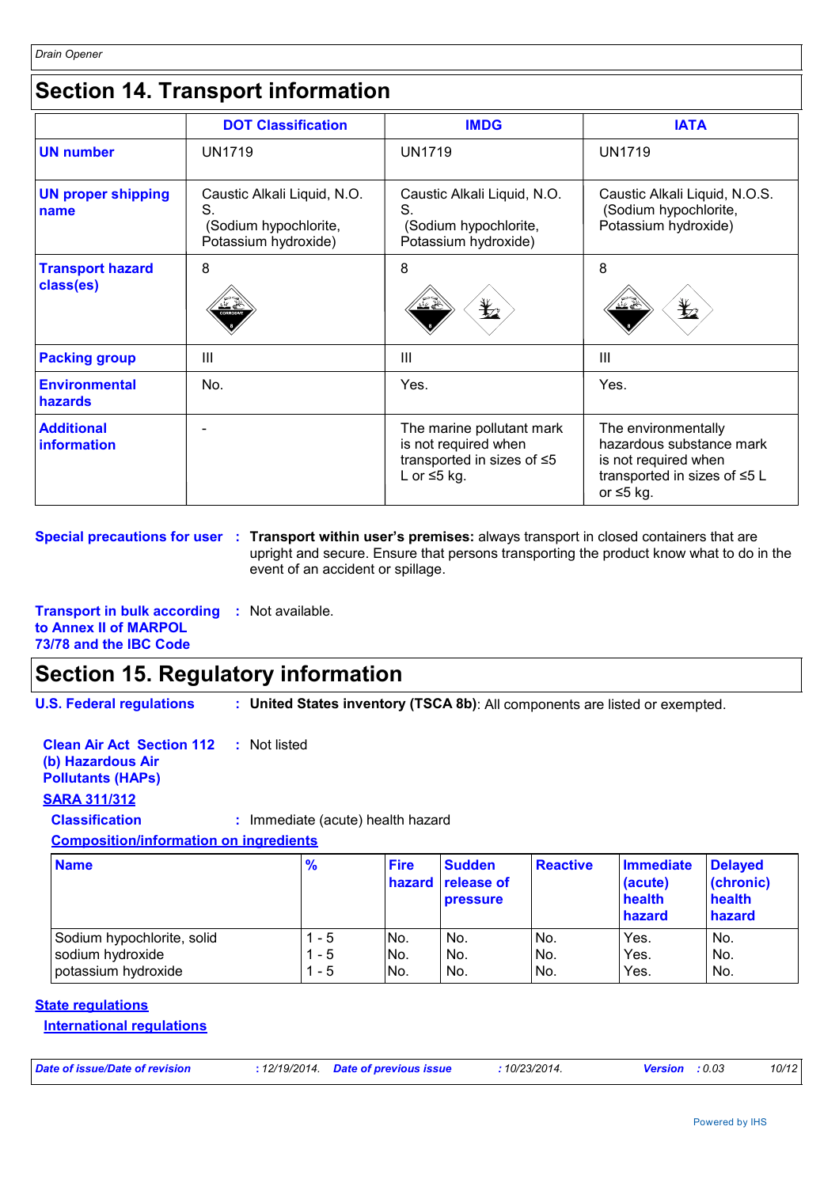## Section 14. Transport information

| | DOT Classification | IMDG | IATA |
|---|---|---|---|
| **UN number** | UN1719 | UN1719 | UN1719 |
| **UN proper shipping name** | Caustic Alkali Liquid, N.O.S. (Sodium hypochlorite, Potassium hydroxide) | Caustic Alkali Liquid, N.O.S. (Sodium hypochlorite, Potassium hydroxide) | Caustic Alkali Liquid, N.O.S. (Sodium hypochlorite, Potassium hydroxide) |
| **Transport hazard class(es)** | 8 | 8 | 8 |
| **Packing group** | III | III | III |
| **Environmental hazards** | No. | Yes. | Yes. |
| **Additional information** | - | The marine pollutant mark is not required when transported in sizes of ≤5 L or ≤5 kg. | The environmentally hazardous substance mark is not required when transported in sizes of ≤5 L or ≤5 kg. |

**Special precautions for user** : **Transport within user's premises:** always transport in closed containers that are upright and secure. Ensure that persons transporting the product know what to do in the event of an accident or spillage.

**Transport in bulk according to Annex II of MARPOL 73/78 and the IBC Code** : Not available.

## Section 15. Regulatory information

**U.S. Federal regulations** : **United States inventory (TSCA 8b)**: All components are listed or exempted.

**Clean Air Act Section 112 (b) Hazardous Air Pollutants (HAPs)** : Not listed

**SARA 311/312**

**Classification** : Immediate (acute) health hazard

**Composition/information on ingredients**

| Name | % | Fire hazard | Sudden release of pressure | Reactive | Immediate (acute) health hazard | Delayed (chronic) health hazard |
|---|---|---|---|---|---|---|
| Sodium hypochlorite, solid | 1 - 5 | No. | No. | No. | Yes. | No. |
| sodium hydroxide | 1 - 5 | No. | No. | No. | Yes. | No. |
| potassium hydroxide | 1 - 5 | No. | No. | No. | Yes. | No. |

**State regulations**

**International regulations**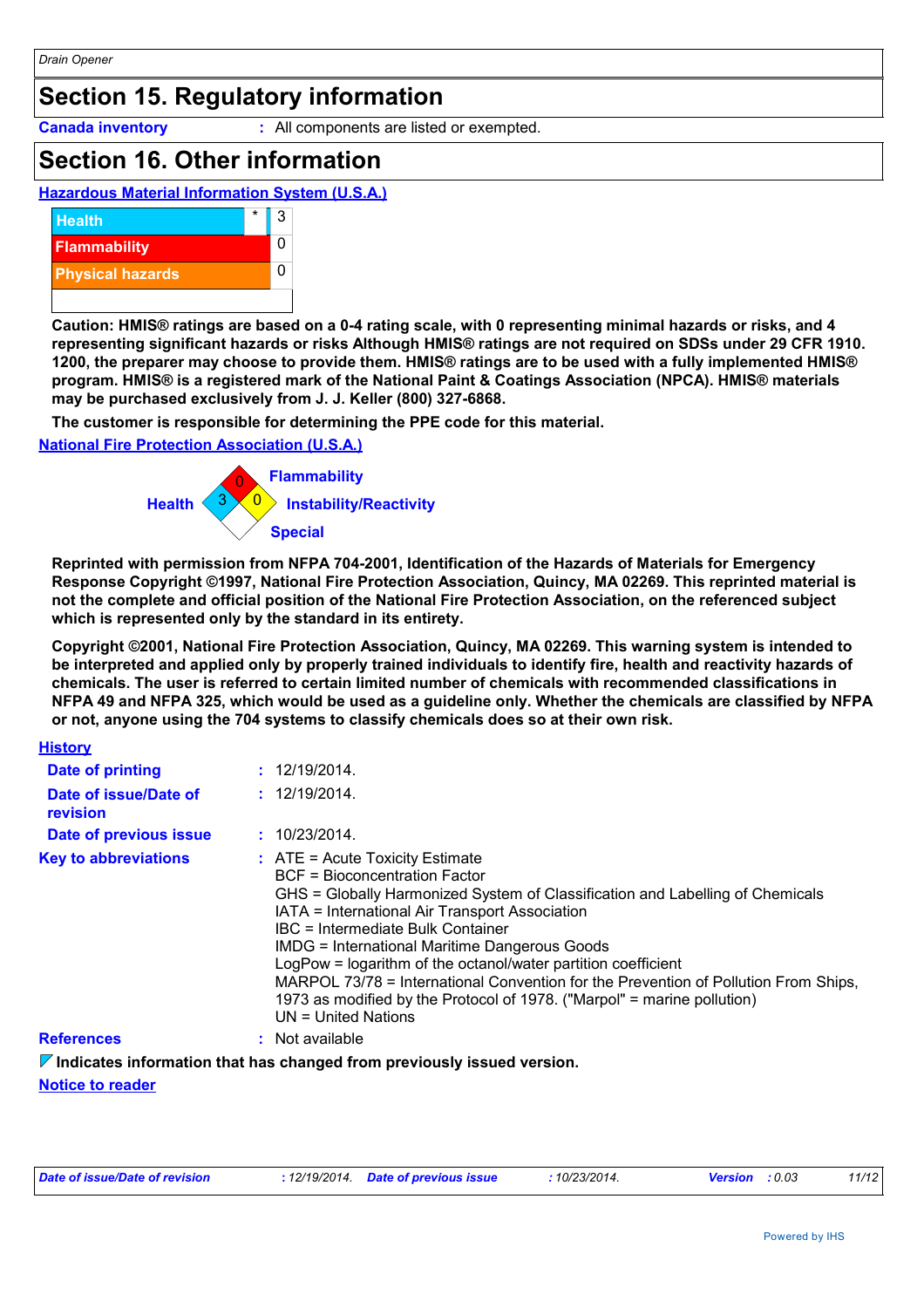## Section 15. Regulatory information

**Canada inventory** : All components are listed or exempted.

## Section 16. Other information

**Hazardous Material Information System (U.S.A.)**

| | | |
|---|---|---|
| Health | * | 3 |
| Flammability | | 0 |
| Physical hazards | | 0 |
| | | |

**Caution: HMIS® ratings are based on a 0-4 rating scale, with 0 representing minimal hazards or risks, and 4 representing significant hazards or risks Although HMIS® ratings are not required on SDSs under 29 CFR 1910. 1200, the preparer may choose to provide them. HMIS® ratings are to be used with a fully implemented HMIS® program. HMIS® is a registered mark of the National Paint & Coatings Association (NPCA). HMIS® materials may be purchased exclusively from J. J. Keller (800) 327-6868.**

**The customer is responsible for determining the PPE code for this material.**

**National Fire Protection Association (U.S.A.)**

Flammability: 0
Health: 3
Instability/Reactivity: 0
Special:

**Reprinted with permission from NFPA 704-2001, Identification of the Hazards of Materials for Emergency Response Copyright ©1997, National Fire Protection Association, Quincy, MA 02269. This reprinted material is not the complete and official position of the National Fire Protection Association, on the referenced subject which is represented only by the standard in its entirety.**

**Copyright ©2001, National Fire Protection Association, Quincy, MA 02269. This warning system is intended to be interpreted and applied only by properly trained individuals to identify fire, health and reactivity hazards of chemicals. The user is referred to certain limited number of chemicals with recommended classifications in NFPA 49 and NFPA 325, which would be used as a guideline only. Whether the chemicals are classified by NFPA or not, anyone using the 704 systems to classify chemicals does so at their own risk.**

**History**

**Date of printing** : 12/19/2014.

**Date of issue/Date of revision** : 12/19/2014.

**Date of previous issue** : 10/23/2014.

**Key to abbreviations** :
ATE = Acute Toxicity Estimate
BCF = Bioconcentration Factor
GHS = Globally Harmonized System of Classification and Labelling of Chemicals
IATA = International Air Transport Association
IBC = Intermediate Bulk Container
IMDG = International Maritime Dangerous Goods
LogPow = logarithm of the octanol/water partition coefficient
MARPOL 73/78 = International Convention for the Prevention of Pollution From Ships, 1973 as modified by the Protocol of 1978. ("Marpol" = marine pollution)
UN = United Nations

**References** : Not available

**Indicates information that has changed from previously issued version.**

**Notice to reader**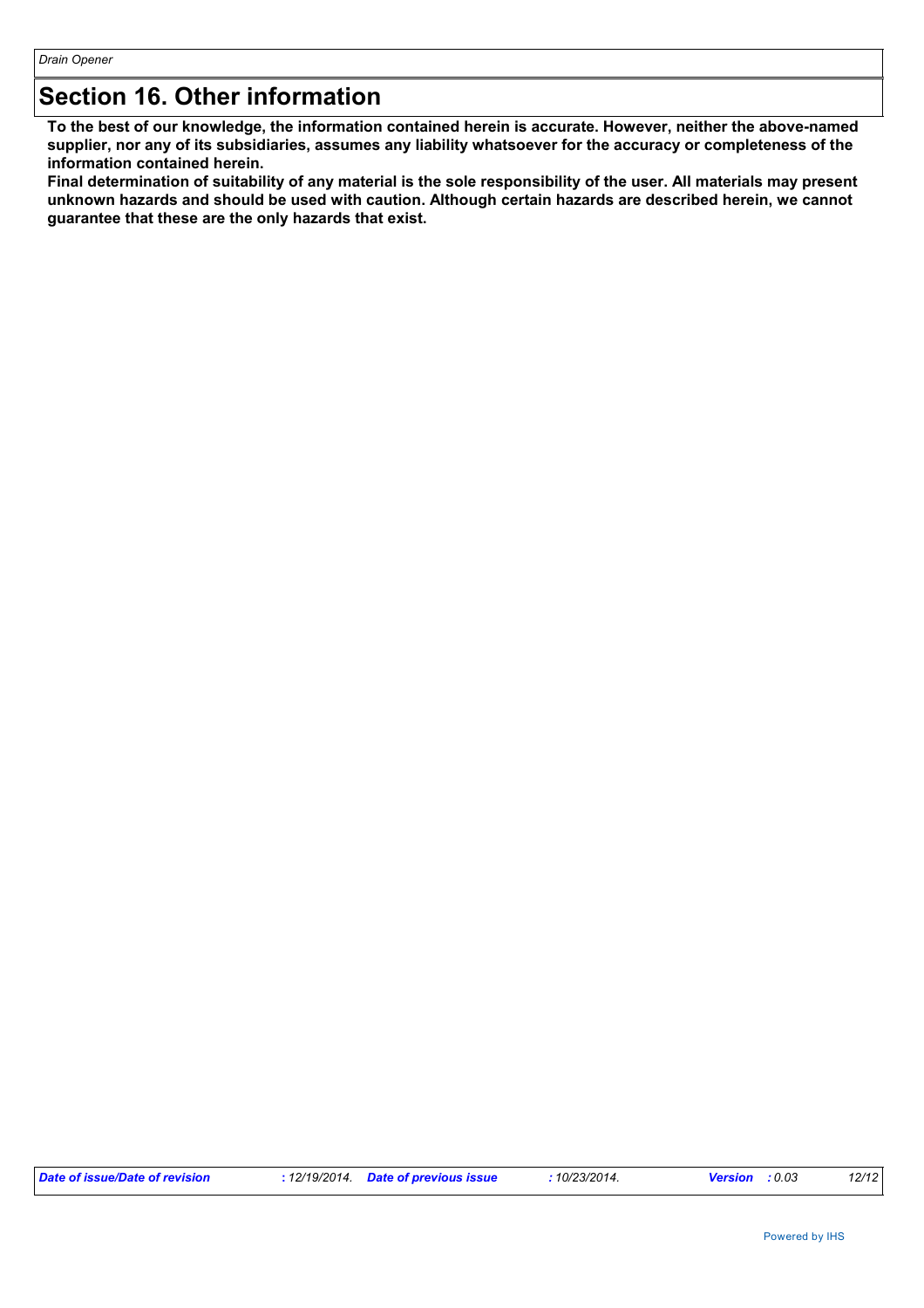# Section 16. Other information

**To the best of our knowledge, the information contained herein is accurate. However, neither the above-named supplier, nor any of its subsidiaries, assumes any liability whatsoever for the accuracy or completeness of the information contained herein.**

**Final determination of suitability of any material is the sole responsibility of the user. All materials may present unknown hazards and should be used with caution. Although certain hazards are described herein, we cannot guarantee that these are the only hazards that exist.**